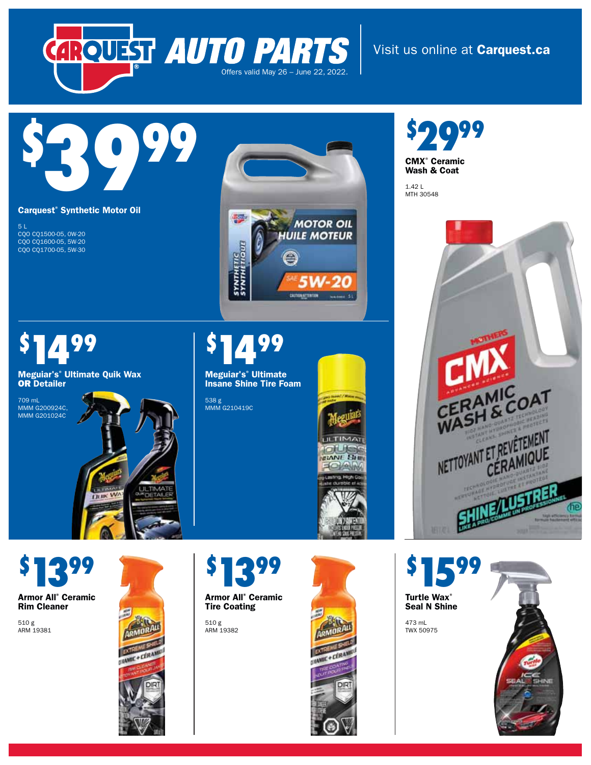# CARQUEST AUTO PARTS

Offers valid May 26 – June 22, 2022.

Visit us online at **Carquest.ca**

## $39.99

**Carquest® Synthetic Motor Oil**

5 L
CQO CQ1500-05, 0W-20
CQO CQ1600-05, 5W-20
CQO CQ1700-05, 5W-30

## $29.99

**CMX® Ceramic Wash & Coat**

1.42 L
MTH 30548

## $14.99

**Meguiar's® Ultimate Quik Wax OR Detailer**

709 mL
MMM G200924C,
MMM G201024C

## $14.99

**Meguiar's® Ultimate Insane Shine Tire Foam**

538 g
MMM G210419C

## $13.99

**Armor All® Ceramic Rim Cleaner**

510 g
ARM 19381

## $13.99

**Armor All® Ceramic Tire Coating**

510 g
ARM 19382

## $15.99

**Turtle Wax® Seal N Shine**

473 mL
TWX 50975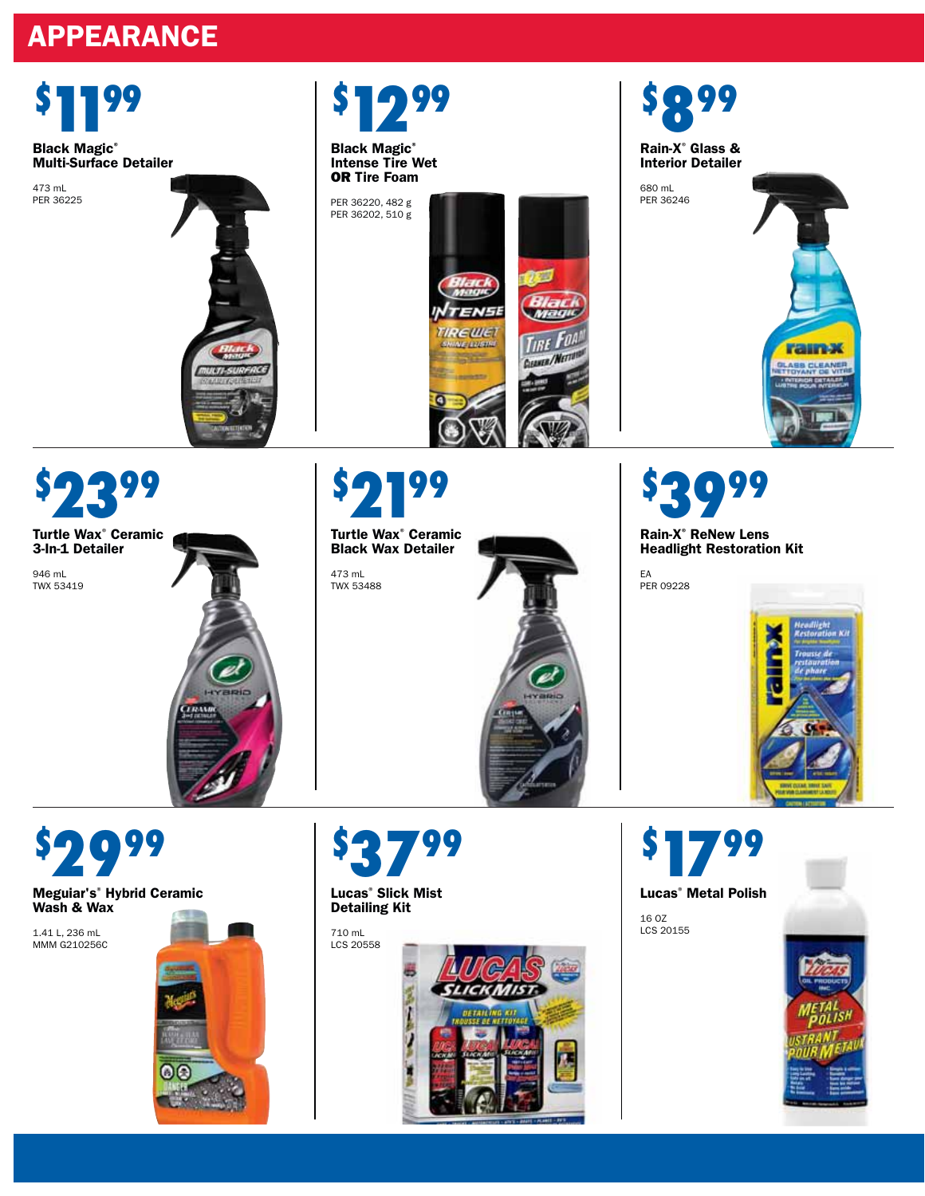# APPEARANCE

**$11.99**

**Black Magic® Multi-Surface Detailer**

473 mL
PER 36225

**$12.99**

**Black Magic® Intense Tire Wet OR Tire Foam**

PER 36220, 482 g
PER 36202, 510 g

**$8.99**

**Rain-X® Glass & Interior Detailer**

680 mL
PER 36246

**$23.99**

**Turtle Wax® Ceramic 3-In-1 Detailer**

946 mL
TWX 53419

**$21.99**

**Turtle Wax® Ceramic Black Wax Detailer**

473 mL
TWX 53488

**$39.99**

**Rain-X® ReNew Lens Headlight Restoration Kit**

EA
PER 09228

**$29.99**

**Meguiar's® Hybrid Ceramic Wash & Wax**

1.41 L, 236 mL
MMM G210256C

**$37.99**

**Lucas® Slick Mist Detailing Kit**

710 mL
LCS 20558

**$17.99**

**Lucas® Metal Polish**

16 OZ
LCS 20155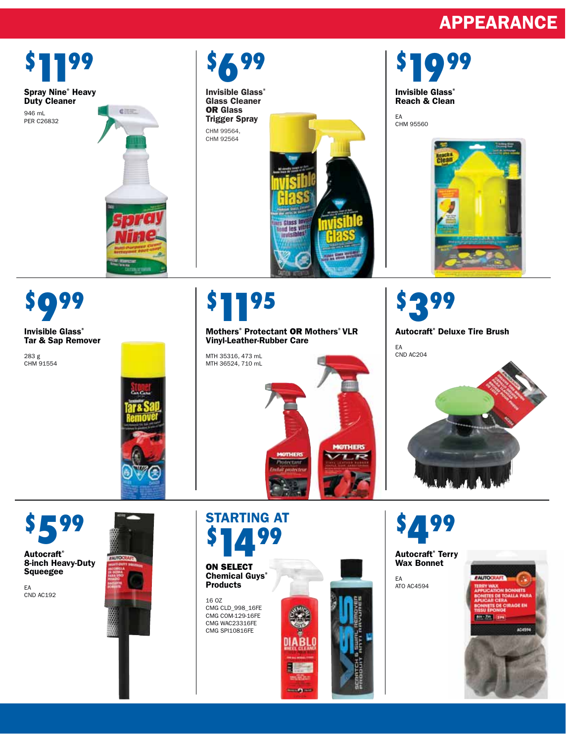# APPEARANCE

**$11.99**

**Spray Nine® Heavy Duty Cleaner**

946 mL
PER C26832

**$6.99**

**Invisible Glass® Glass Cleaner OR Glass Trigger Spray**

CHM 99564,
CHM 92564

**$19.99**

**Invisible Glass® Reach & Clean**

EA
CHM 95560

**$9.99**

**Invisible Glass® Tar & Sap Remover**

283 g
CHM 91554

**$11.95**

**Mothers® Protectant OR Mothers® VLR Vinyl-Leather-Rubber Care**

MTH 35316, 473 mL
MTH 36524, 710 mL

**$3.99**

**Autocraft® Deluxe Tire Brush**

EA
CND AC204

**$5.99**

**Autocraft® 8-inch Heavy-Duty Squeegee**

EA
CND AC192

**STARTING AT $14.99**

**ON SELECT Chemical Guys® Products**

16 OZ
CMG CLD_998_16FE
CMG COM-129-16FE
CMG WAC23316FE
CMG SPI10816FE

**$4.99**

**Autocraft® Terry Wax Bonnet**

EA
ATO AC4594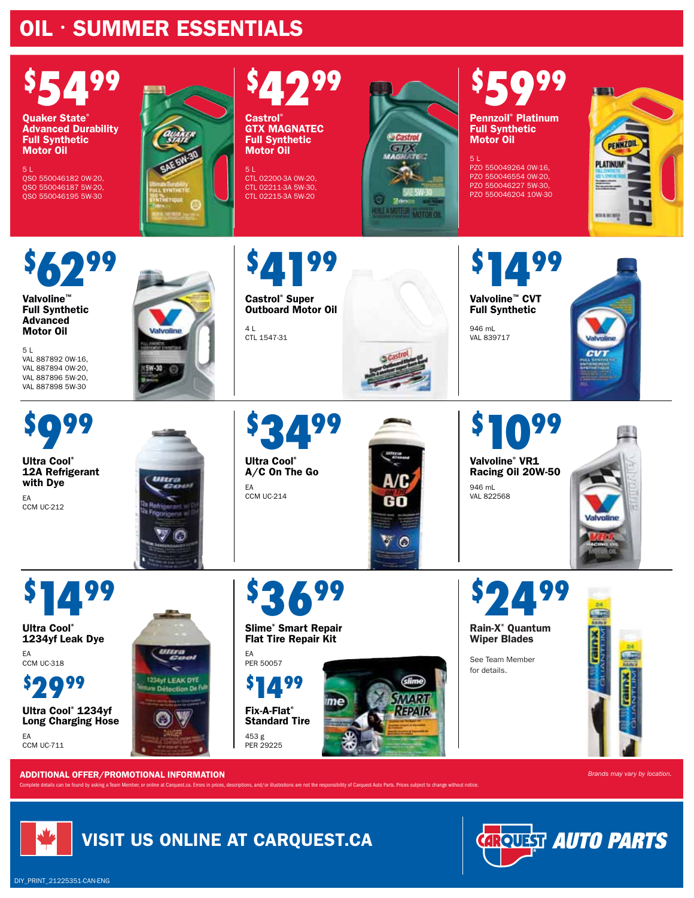# OIL · SUMMER ESSENTIALS

**$54.99**

**Quaker State® Advanced Durability Full Synthetic Motor Oil**

5 L
QSO 550046182 0W-20,
QSO 550046187 5W-20,
QSO 550046195 5W-30

**$42.99**

**Castrol® GTX MAGNATEC Full Synthetic Motor Oil**

5 L
CTL 02200-3A 0W-20,
CTL 02211-3A 5W-30,
CTL 02215-3A 5W-20

**$59.99**

**Pennzoil® Platinum Full Synthetic Motor Oil**

5 L
PZO 550049264 0W-16,
PZO 550046554 0W-20,
PZO 550046227 5W-30,
PZO 550046204 10W-30

**$62.99**

**Valvoline™ Full Synthetic Advanced Motor Oil**

5 L
VAL 887892 0W-16,
VAL 887894 0W-20,
VAL 887896 5W-20,
VAL 887898 5W-30

**$41.99**

**Castrol® Super Outboard Motor Oil**

4 L
CTL 1547-31

**$14.99**

**Valvoline™ CVT Full Synthetic**

946 mL
VAL 839717

**$9.99**

**Ultra Cool® 12A Refrigerant with Dye**

EA
CCM UC-212

**$34.99**

**Ultra Cool® A/C On The Go**

EA
CCM UC-214

**$10.99**

**Valvoline® VR1 Racing Oil 20W-50**

946 mL
VAL 822568

**$14.99**

**Ultra Cool® 1234yf Leak Dye**

EA
CCM UC-318

**$29.99**

**Ultra Cool® 1234yf Long Charging Hose**

EA
CCM UC-711

**$36.99**

**Slime® Smart Repair Flat Tire Repair Kit**

EA
PER 50057

**$14.99**

**Fix-A-Flat® Standard Tire**

453 g
PER 29225

**$24.99**

**Rain-X® Quantum Wiper Blades**

See Team Member for details.

**ADDITIONAL OFFER/PROMOTIONAL INFORMATION**

Complete details can be found by asking a Team Member, or online at Carquest.ca. Errors in prices, descriptions, and/or illustrations are not the responsibility of Carquest Auto Parts. Prices subject to change without notice.

*Brands may vary by location.*

**VISIT US ONLINE AT CARQUEST.CA**

CARQUEST AUTO PARTS

DIY_PRINT_21225351-CAN-ENG